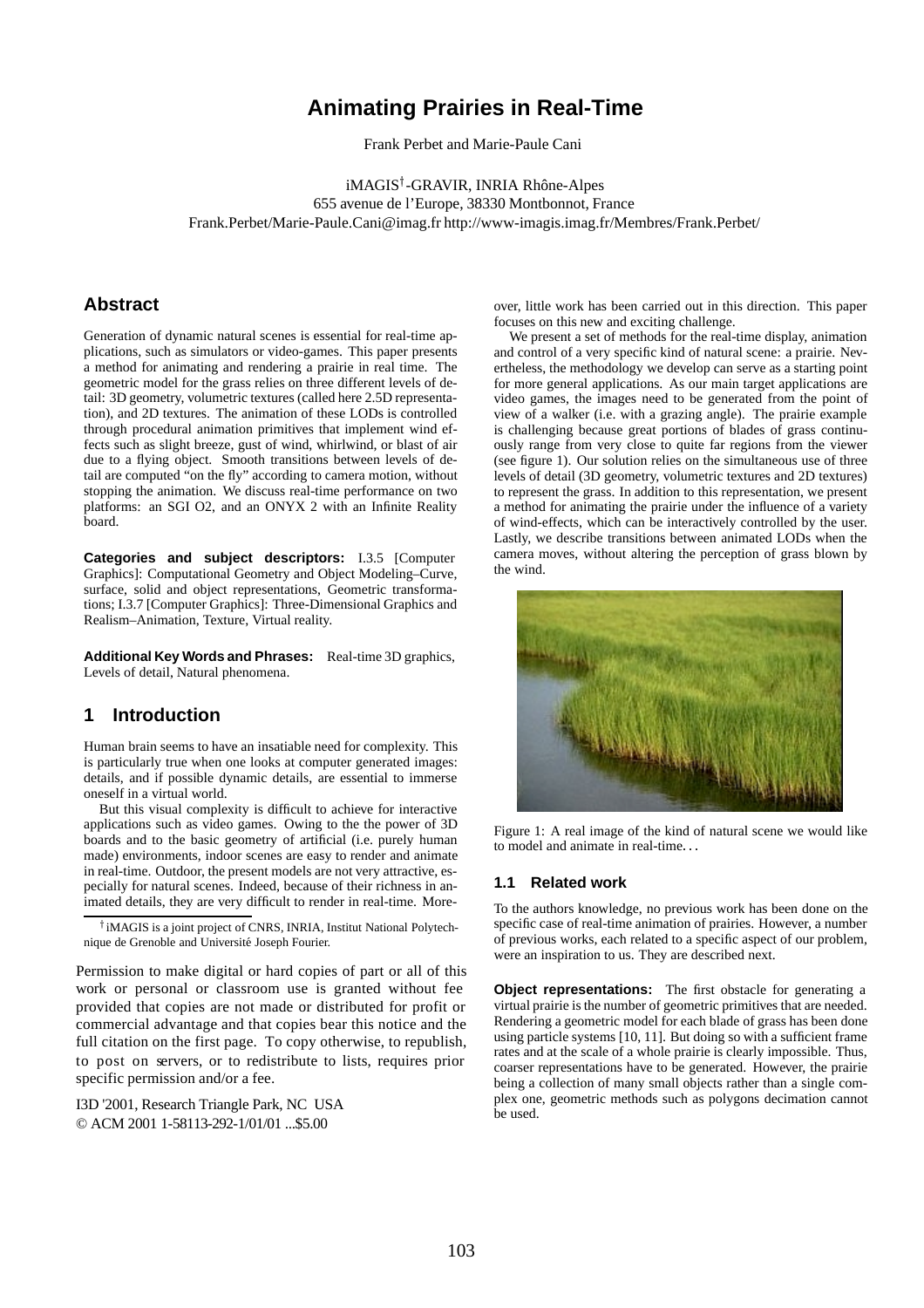# Animating Prairies in Real-Time

Frank Perbet and Marie-Paule Cani

iMAGIS[†]-GRAVIR, INRIA Rhône-Alpes
655 avenue de l'Europe, 38330 Montbonnot, France
Frank.Perbet/Marie-Paule.Cani@imag.fr http://www-imagis.imag.fr/Membres/Frank.Perbet/

## Abstract

Generation of dynamic natural scenes is essential for real-time applications, such as simulators or video-games. This paper presents a method for animating and rendering a prairie in real time. The geometric model for the grass relies on three different levels of detail: 3D geometry, volumetric textures (called here 2.5D representation), and 2D textures. The animation of these LODs is controlled through procedural animation primitives that implement wind effects such as slight breeze, gust of wind, whirlwind, or blast of air due to a flying object. Smooth transitions between levels of detail are computed "on the fly" according to camera motion, without stopping the animation. We discuss real-time performance on two platforms: an SGI O2, and an ONYX 2 with an Infinite Reality board.

**Categories and subject descriptors:** I.3.5 [Computer Graphics]: Computational Geometry and Object Modeling–Curve, surface, solid and object representations, Geometric transformations; I.3.7 [Computer Graphics]: Three-Dimensional Graphics and Realism–Animation, Texture, Virtual reality.

**Additional Key Words and Phrases:** Real-time 3D graphics, Levels of detail, Natural phenomena.

## 1 Introduction

Human brain seems to have an insatiable need for complexity. This is particularly true when one looks at computer generated images: details, and if possible dynamic details, are essential to immerse oneself in a virtual world.

But this visual complexity is difficult to achieve for interactive applications such as video games. Owing to the the power of 3D boards and to the basic geometry of artificial (i.e. purely human made) environments, indoor scenes are easy to render and animate in real-time. Outdoor, the present models are not very attractive, especially for natural scenes. Indeed, because of their richness in animated details, they are very difficult to render in real-time. Moreover, little work has been carried out in this direction. This paper focuses on this new and exciting challenge.

We present a set of methods for the real-time display, animation and control of a very specific kind of natural scene: a prairie. Nevertheless, the methodology we develop can serve as a starting point for more general applications. As our main target applications are video games, the images need to be generated from the point of view of a walker (i.e. with a grazing angle). The prairie example is challenging because great portions of blades of grass continuously range from very close to quite far regions from the viewer (see figure 1). Our solution relies on the simultaneous use of three levels of detail (3D geometry, volumetric textures and 2D textures) to represent the grass. In addition to this representation, we present a method for animating the prairie under the influence of a variety of wind-effects, which can be interactively controlled by the user. Lastly, we describe transitions between animated LODs when the camera moves, without altering the perception of grass blown by the wind.

Figure 1: A real image of the kind of natural scene we would like to model and animate in real-time. . .

### 1.1 Related work

To the authors knowledge, no previous work has been done on the specific case of real-time animation of prairies. However, a number of previous works, each related to a specific aspect of our problem, were an inspiration to us. They are described next.

**Object representations:** The first obstacle for generating a virtual prairie is the number of geometric primitives that are needed. Rendering a geometric model for each blade of grass has been done using particle systems [10, 11]. But doing so with a sufficient frame rates and at the scale of a whole prairie is clearly impossible. Thus, coarser representations have to be generated. However, the prairie being a collection of many small objects rather than a single complex one, geometric methods such as polygons decimation cannot be used.

[†] iMAGIS is a joint project of CNRS, INRIA, Institut National Polytechnique de Grenoble and Université Joseph Fourier.

Permission to make digital or hard copies of part or all of this work or personal or classroom use is granted without fee provided that copies are not made or distributed for profit or commercial advantage and that copies bear this notice and the full citation on the first page. To copy otherwise, to republish, to post on servers, or to redistribute to lists, requires prior specific permission and/or a fee.

I3D '2001, Research Triangle Park, NC USA
© ACM 2001 1-58113-292-1/01/01 ...$5.00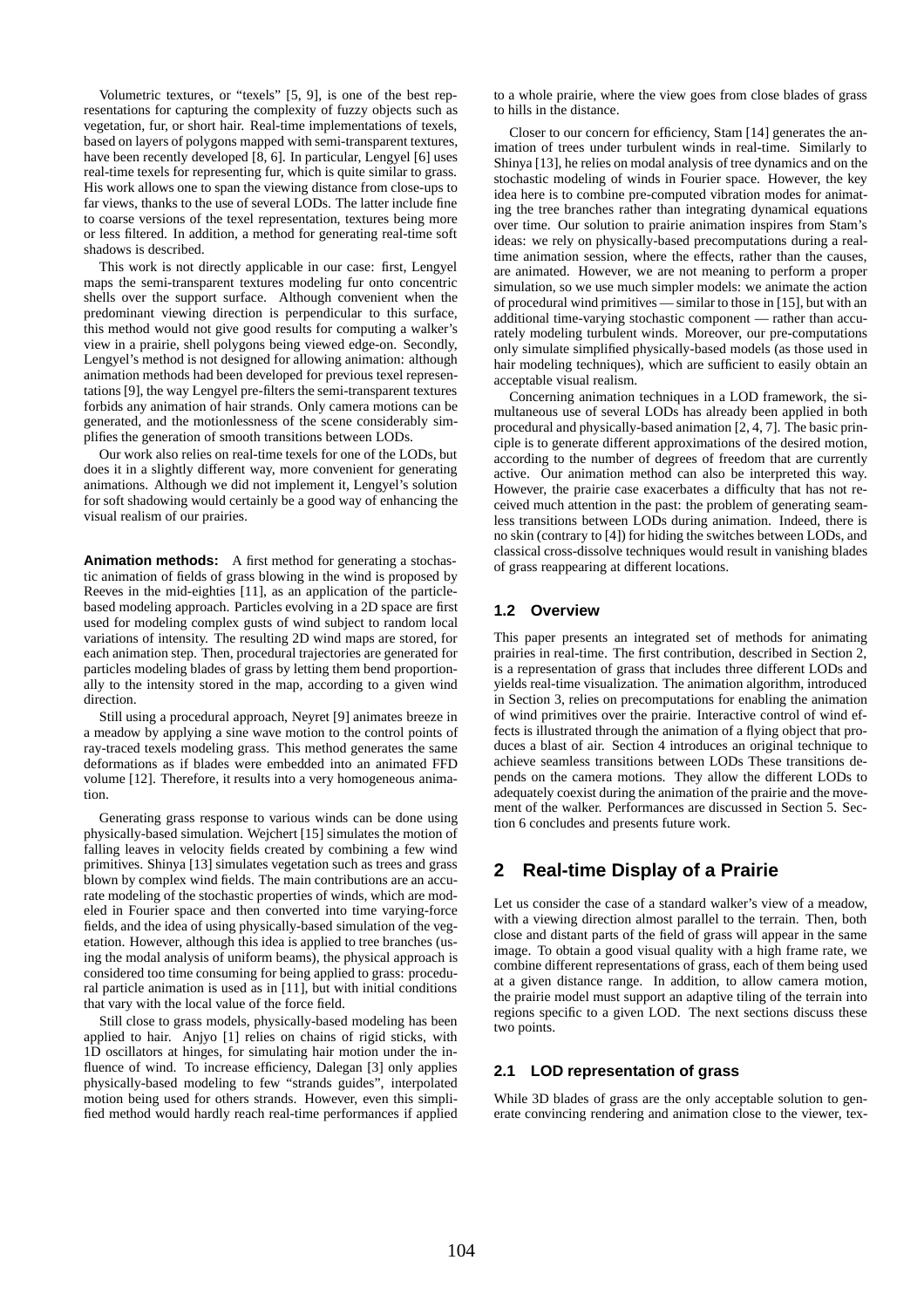Volumetric textures, or "texels" [5, 9], is one of the best representations for capturing the complexity of fuzzy objects such as vegetation, fur, or short hair. Real-time implementations of texels, based on layers of polygons mapped with semi-transparent textures, have been recently developed [8, 6]. In particular, Lengyel [6] uses real-time texels for representing fur, which is quite similar to grass. His work allows one to span the viewing distance from close-ups to far views, thanks to the use of several LODs. The latter include fine to coarse versions of the texel representation, textures being more or less filtered. In addition, a method for generating real-time soft shadows is described.

This work is not directly applicable in our case: first, Lengyel maps the semi-transparent textures modeling fur onto concentric shells over the support surface. Although convenient when the predominant viewing direction is perpendicular to this surface, this method would not give good results for computing a walker's view in a prairie, shell polygons being viewed edge-on. Secondly, Lengyel's method is not designed for allowing animation: although animation methods had been developed for previous texel representations [9], the way Lengyel pre-filters the semi-transparent textures forbids any animation of hair strands. Only camera motions can be generated, and the motionlessness of the scene considerably simplifies the generation of smooth transitions between LODs.

Our work also relies on real-time texels for one of the LODs, but does it in a slightly different way, more convenient for generating animations. Although we did not implement it, Lengyel's solution for soft shadowing would certainly be a good way of enhancing the visual realism of our prairies.

**Animation methods:** A first method for generating a stochastic animation of fields of grass blowing in the wind is proposed by Reeves in the mid-eighties [11], as an application of the particle-based modeling approach. Particles evolving in a 2D space are first used for modeling complex gusts of wind subject to random local variations of intensity. The resulting 2D wind maps are stored, for each animation step. Then, procedural trajectories are generated for particles modeling blades of grass by letting them bend proportionally to the intensity stored in the map, according to a given wind direction.

Still using a procedural approach, Neyret [9] animates breeze in a meadow by applying a sine wave motion to the control points of ray-traced texels modeling grass. This method generates the same deformations as if blades were embedded into an animated FFD volume [12]. Therefore, it results into a very homogeneous animation.

Generating grass response to various winds can be done using physically-based simulation. Wejchert [15] simulates the motion of falling leaves in velocity fields created by combining a few wind primitives. Shinya [13] simulates vegetation such as trees and grass blown by complex wind fields. The main contributions are an accurate modeling of the stochastic properties of winds, which are modeled in Fourier space and then converted into time varying-force fields, and the idea of using physically-based simulation of the vegetation. However, although this idea is applied to tree branches (using the modal analysis of uniform beams), the physical approach is considered too time consuming for being applied to grass: procedural particle animation is used as in [11], but with initial conditions that vary with the local value of the force field.

Still close to grass models, physically-based modeling has been applied to hair. Anjyo [1] relies on chains of rigid sticks, with 1D oscillators at hinges, for simulating hair motion under the influence of wind. To increase efficiency, Dalegan [3] only applies physically-based modeling to few "strands guides", interpolated motion being used for others strands. However, even this simplified method would hardly reach real-time performances if applied to a whole prairie, where the view goes from close blades of grass to hills in the distance.

Closer to our concern for efficiency, Stam [14] generates the animation of trees under turbulent winds in real-time. Similarly to Shinya [13], he relies on modal analysis of tree dynamics and on the stochastic modeling of winds in Fourier space. However, the key idea here is to combine pre-computed vibration modes for animating the tree branches rather than integrating dynamical equations over time. Our solution to prairie animation inspires from Stam's ideas: we rely on physically-based precomputations during a real-time animation session, where the effects, rather than the causes, are animated. However, we are not meaning to perform a proper simulation, so we use much simpler models: we animate the action of procedural wind primitives — similar to those in [15], but with an additional time-varying stochastic component — rather than accurately modeling turbulent winds. Moreover, our pre-computations only simulate simplified physically-based models (as those used in hair modeling techniques), which are sufficient to easily obtain an acceptable visual realism.

Concerning animation techniques in a LOD framework, the simultaneous use of several LODs has already been applied in both procedural and physically-based animation [2, 4, 7]. The basic principle is to generate different approximations of the desired motion, according to the number of degrees of freedom that are currently active. Our animation method can also be interpreted this way. However, the prairie case exacerbates a difficulty that has not received much attention in the past: the problem of generating seamless transitions between LODs during animation. Indeed, there is no skin (contrary to [4]) for hiding the switches between LODs, and classical cross-dissolve techniques would result in vanishing blades of grass reappearing at different locations.

### 1.2 Overview

This paper presents an integrated set of methods for animating prairies in real-time. The first contribution, described in Section 2, is a representation of grass that includes three different LODs and yields real-time visualization. The animation algorithm, introduced in Section 3, relies on precomputations for enabling the animation of wind primitives over the prairie. Interactive control of wind effects is illustrated through the animation of a flying object that produces a blast of air. Section 4 introduces an original technique to achieve seamless transitions between LODs These transitions depends on the camera motions. They allow the different LODs to adequately coexist during the animation of the prairie and the movement of the walker. Performances are discussed in Section 5. Section 6 concludes and presents future work.

## 2 Real-time Display of a Prairie

Let us consider the case of a standard walker's view of a meadow, with a viewing direction almost parallel to the terrain. Then, both close and distant parts of the field of grass will appear in the same image. To obtain a good visual quality with a high frame rate, we combine different representations of grass, each of them being used at a given distance range. In addition, to allow camera motion, the prairie model must support an adaptive tiling of the terrain into regions specific to a given LOD. The next sections discuss these two points.

### 2.1 LOD representation of grass

While 3D blades of grass are the only acceptable solution to generate convincing rendering and animation close to the viewer, tex-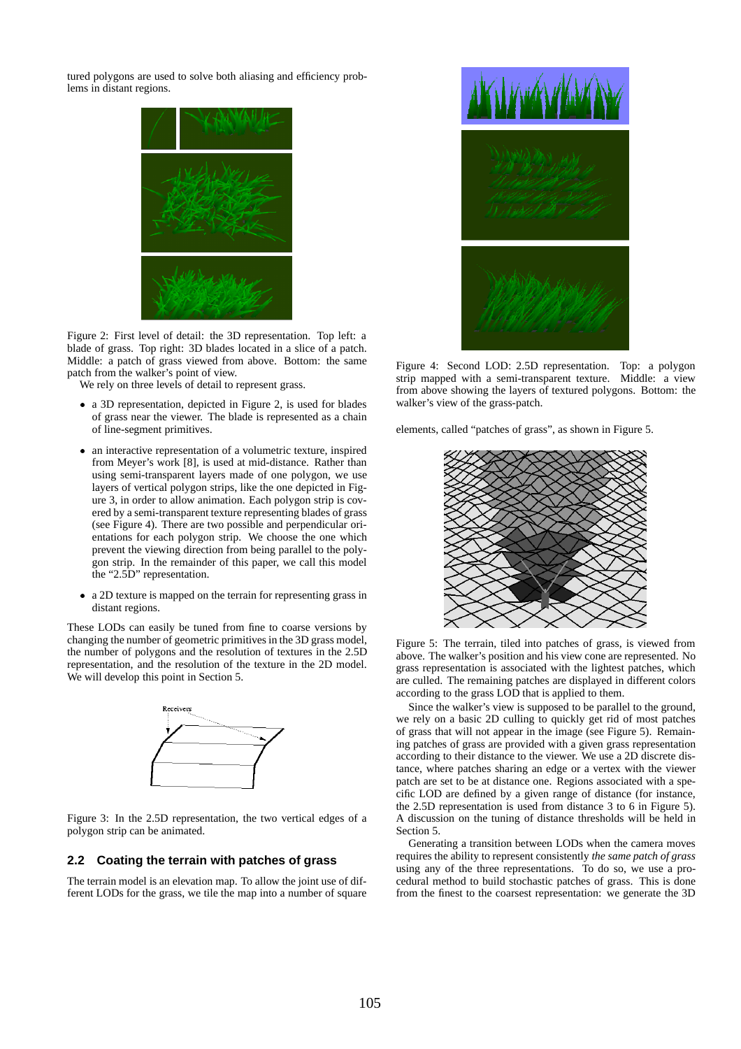tured polygons are used to solve both aliasing and efficiency problems in distant regions.

Figure 2: First level of detail: the 3D representation. Top left: a blade of grass. Top right: 3D blades located in a slice of a patch. Middle: a patch of grass viewed from above. Bottom: the same patch from the walker's point of view.

We rely on three levels of detail to represent grass.

- a 3D representation, depicted in Figure 2, is used for blades of grass near the viewer. The blade is represented as a chain of line-segment primitives.
- an interactive representation of a volumetric texture, inspired from Meyer's work [8], is used at mid-distance. Rather than using semi-transparent layers made of one polygon, we use layers of vertical polygon strips, like the one depicted in Figure 3, in order to allow animation. Each polygon strip is covered by a semi-transparent texture representing blades of grass (see Figure 4). There are two possible and perpendicular orientations for each polygon strip. We choose the one which prevent the viewing direction from being parallel to the polygon strip. In the remainder of this paper, we call this model the "2.5D" representation.
- a 2D texture is mapped on the terrain for representing grass in distant regions.

These LODs can easily be tuned from fine to coarse versions by changing the number of geometric primitives in the 3D grass model, the number of polygons and the resolution of textures in the 2.5D representation, and the resolution of the texture in the 2D model. We will develop this point in Section 5.

Figure 3: In the 2.5D representation, the two vertical edges of a polygon strip can be animated.

### 2.2 Coating the terrain with patches of grass

The terrain model is an elevation map. To allow the joint use of different LODs for the grass, we tile the map into a number of square elements, called "patches of grass", as shown in Figure 5.

Figure 4: Second LOD: 2.5D representation. Top: a polygon strip mapped with a semi-transparent texture. Middle: a view from above showing the layers of textured polygons. Bottom: the walker's view of the grass-patch.

Figure 5: The terrain, tiled into patches of grass, is viewed from above. The walker's position and his view cone are represented. No grass representation is associated with the lightest patches, which are culled. The remaining patches are displayed in different colors according to the grass LOD that is applied to them.

Since the walker's view is supposed to be parallel to the ground, we rely on a basic 2D culling to quickly get rid of most patches of grass that will not appear in the image (see Figure 5). Remaining patches of grass are provided with a given grass representation according to their distance to the viewer. We use a 2D discrete distance, where patches sharing an edge or a vertex with the viewer patch are set to be at distance one. Regions associated with a specific LOD are defined by a given range of distance (for instance, the 2.5D representation is used from distance 3 to 6 in Figure 5). A discussion on the tuning of distance thresholds will be held in Section 5.

Generating a transition between LODs when the camera moves requires the ability to represent consistently *the same patch of grass* using any of the three representations. To do so, we use a procedural method to build stochastic patches of grass. This is done from the finest to the coarsest representation: we generate the 3D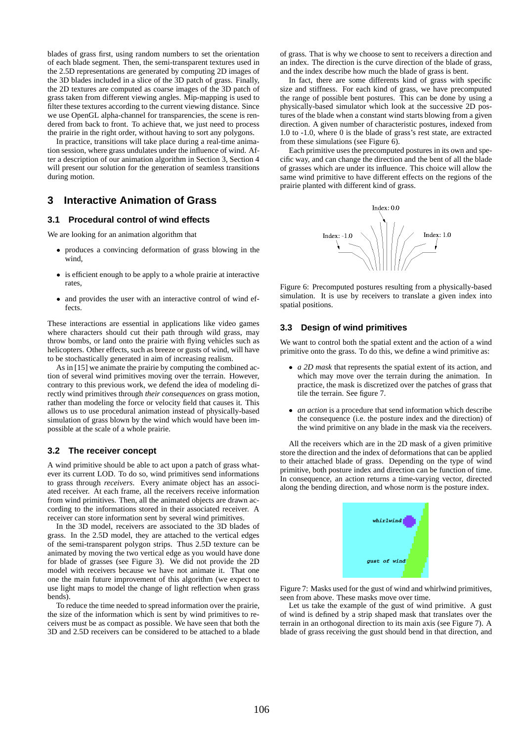blades of grass first, using random numbers to set the orientation of each blade segment. Then, the semi-transparent textures used in the 2.5D representations are generated by computing 2D images of the 3D blades included in a slice of the 3D patch of grass. Finally, the 2D textures are computed as coarse images of the 3D patch of grass taken from different viewing angles. Mip-mapping is used to filter these textures according to the current viewing distance. Since we use OpenGL alpha-channel for transparencies, the scene is rendered from back to front. To achieve that, we just need to process the prairie in the right order, without having to sort any polygons.

In practice, transitions will take place during a real-time animation session, where grass undulates under the influence of wind. After a description of our animation algorithm in Section 3, Section 4 will present our solution for the generation of seamless transitions during motion.

## 3 Interactive Animation of Grass

### 3.1 Procedural control of wind effects

We are looking for an animation algorithm that

- produces a convincing deformation of grass blowing in the wind,
- is efficient enough to be apply to a whole prairie at interactive rates,
- and provides the user with an interactive control of wind effects.

These interactions are essential in applications like video games where characters should cut their path through wild grass, may throw bombs, or land onto the prairie with flying vehicles such as helicopters. Other effects, such as breeze or gusts of wind, will have to be stochastically generated in aim of increasing realism.

As in [15] we animate the prairie by computing the combined action of several wind primitives moving over the terrain. However, contrary to this previous work, we defend the idea of modeling directly wind primitives through *their consequences* on grass motion, rather than modeling the force or velocity field that causes it. This allows us to use procedural animation instead of physically-based simulation of grass blown by the wind which would have been impossible at the scale of a whole prairie.

### 3.2 The receiver concept

A wind primitive should be able to act upon a patch of grass whatever its current LOD. To do so, wind primitives send informations to grass through *receivers*. Every animate object has an associated receiver. At each frame, all the receivers receive information from wind primitives. Then, all the animated objects are drawn according to the informations stored in their associated receiver. A receiver can store information sent by several wind primitives.

In the 3D model, receivers are associated to the 3D blades of grass. In the 2.5D model, they are attached to the vertical edges of the semi-transparent polygon strips. Thus 2.5D texture can be animated by moving the two vertical edge as you would have done for blade of grasses (see Figure 3). We did not provide the 2D model with receivers because we have not animate it. That one one the main future improvement of this algorithm (we expect to use light maps to model the change of light reflection when grass bends).

To reduce the time needed to spread information over the prairie, the size of the information which is sent by wind primitives to receivers must be as compact as possible. We have seen that both the 3D and 2.5D receivers can be considered to be attached to a blade of grass. That is why we choose to sent to receivers a direction and an index. The direction is the curve direction of the blade of grass, and the index describe how much the blade of grass is bent.

In fact, there are some differents kind of grass with specific size and stiffness. For each kind of grass, we have precomputed the range of possible bent postures. This can be done by using a physically-based simulator which look at the successive 2D postures of the blade when a constant wind starts blowing from a given direction. A given number of characteristic postures, indexed from 1.0 to -1.0, where 0 is the blade of grass's rest state, are extracted from these simulations (see Figure 6).

Each primitive uses the precomputed postures in its own and specific way, and can change the direction and the bent of all the blade of grasses which are under its influence. This choice will allow the same wind primitive to have different effects on the regions of the prairie planted with different kind of grass.

Index: 0.0
Index: -1.0
Index: 1.0

Figure 6: Precomputed postures resulting from a physically-based simulation. It is use by receivers to translate a given index into spatial positions.

### 3.3 Design of wind primitives

We want to control both the spatial extent and the action of a wind primitive onto the grass. To do this, we define a wind primitive as:

- *a 2D mask* that represents the spatial extent of its action, and which may move over the terrain during the animation. In practice, the mask is discretized over the patches of grass that tile the terrain. See figure 7.
- *an action* is a procedure that send information which describe the consequence (i.e. the posture index and the direction) of the wind primitive on any blade in the mask via the receivers.

All the receivers which are in the 2D mask of a given primitive store the direction and the index of deformations that can be applied to their attached blade of grass. Depending on the type of wind primitive, both posture index and direction can be function of time. In consequence, an action returns a time-varying vector, directed along the bending direction, and whose norm is the posture index.

whirlwind
gust of wind

Figure 7: Masks used for the gust of wind and whirlwind primitives, seen from above. These masks move over time.

Let us take the example of the gust of wind primitive. A gust of wind is defined by a strip shaped mask that translates over the terrain in an orthogonal direction to its main axis (see Figure 7). A blade of grass receiving the gust should bend in that direction, and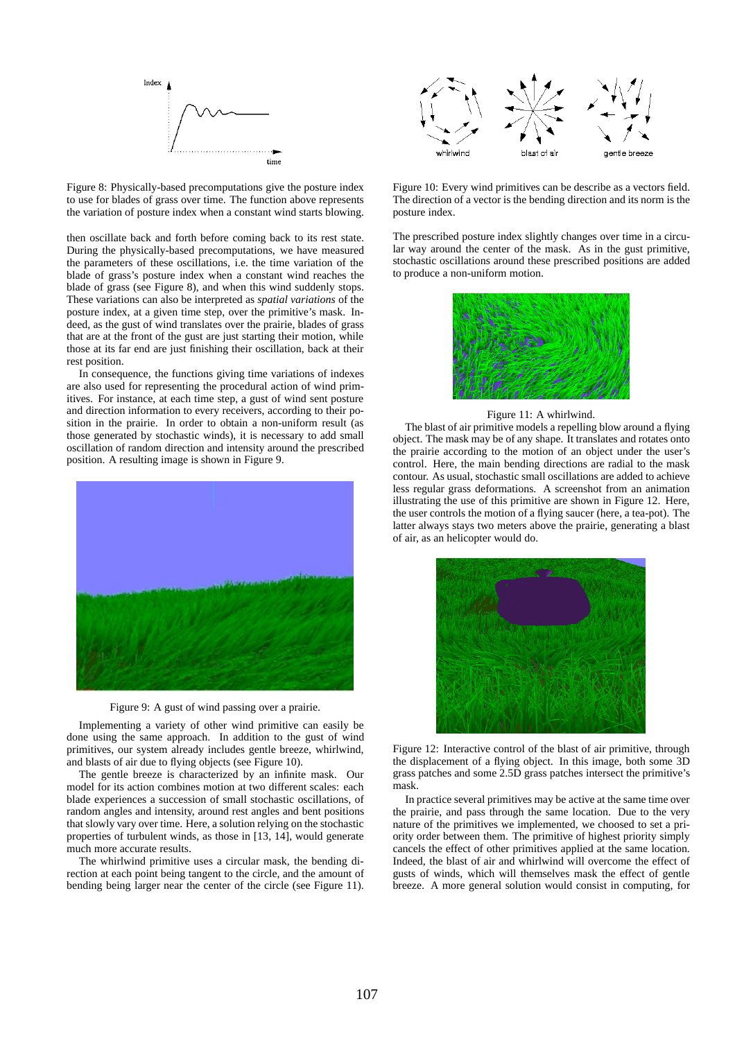Figure 8: Physically-based precomputations give the posture index to use for blades of grass over time. The function above represents the variation of posture index when a constant wind starts blowing.

then oscillate back and forth before coming back to its rest state. During the physically-based precomputations, we have measured the parameters of these oscillations, i.e. the time variation of the blade of grass's posture index when a constant wind reaches the blade of grass (see Figure 8), and when this wind suddenly stops. These variations can also be interpreted as *spatial variations* of the posture index, at a given time step, over the primitive's mask. Indeed, as the gust of wind translates over the prairie, blades of grass that are at the front of the gust are just starting their motion, while those at its far end are just finishing their oscillation, back at their rest position.

In consequence, the functions giving time variations of indexes are also used for representing the procedural action of wind primitives. For instance, at each time step, a gust of wind sent posture and direction information to every receivers, according to their position in the prairie. In order to obtain a non-uniform result (as those generated by stochastic winds), it is necessary to add small oscillation of random direction and intensity around the prescribed position. A resulting image is shown in Figure 9.

Figure 9: A gust of wind passing over a prairie.

Implementing a variety of other wind primitive can easily be done using the same approach. In addition to the gust of wind primitives, our system already includes gentle breeze, whirlwind, and blasts of air due to flying objects (see Figure 10).

The gentle breeze is characterized by an infinite mask. Our model for its action combines motion at two different scales: each blade experiences a succession of small stochastic oscillations, of random angles and intensity, around rest angles and bent positions that slowly vary over time. Here, a solution relying on the stochastic properties of turbulent winds, as those in [13, 14], would generate much more accurate results.

The whirlwind primitive uses a circular mask, the bending direction at each point being tangent to the circle, and the amount of bending being larger near the center of the circle (see Figure 11).

Figure 10: Every wind primitives can be describe as a vectors field. The direction of a vector is the bending direction and its norm is the posture index.

The prescribed posture index slightly changes over time in a circular way around the center of the mask. As in the gust primitive, stochastic oscillations around these prescribed positions are added to produce a non-uniform motion.

Figure 11: A whirlwind.

The blast of air primitive models a repelling blow around a flying object. The mask may be of any shape. It translates and rotates onto the prairie according to the motion of an object under the user's control. Here, the main bending directions are radial to the mask contour. As usual, stochastic small oscillations are added to achieve less regular grass deformations. A screenshot from an animation illustrating the use of this primitive are shown in Figure 12. Here, the user controls the motion of a flying saucer (here, a tea-pot). The latter always stays two meters above the prairie, generating a blast of air, as an helicopter would do.

Figure 12: Interactive control of the blast of air primitive, through the displacement of a flying object. In this image, both some 3D grass patches and some 2.5D grass patches intersect the primitive's mask.

In practice several primitives may be active at the same time over the prairie, and pass through the same location. Due to the very nature of the primitives we implemented, we choosed to set a priority order between them. The primitive of highest priority simply cancels the effect of other primitives applied at the same location. Indeed, the blast of air and whirlwind will overcome the effect of gusts of winds, which will themselves mask the effect of gentle breeze. A more general solution would consist in computing, for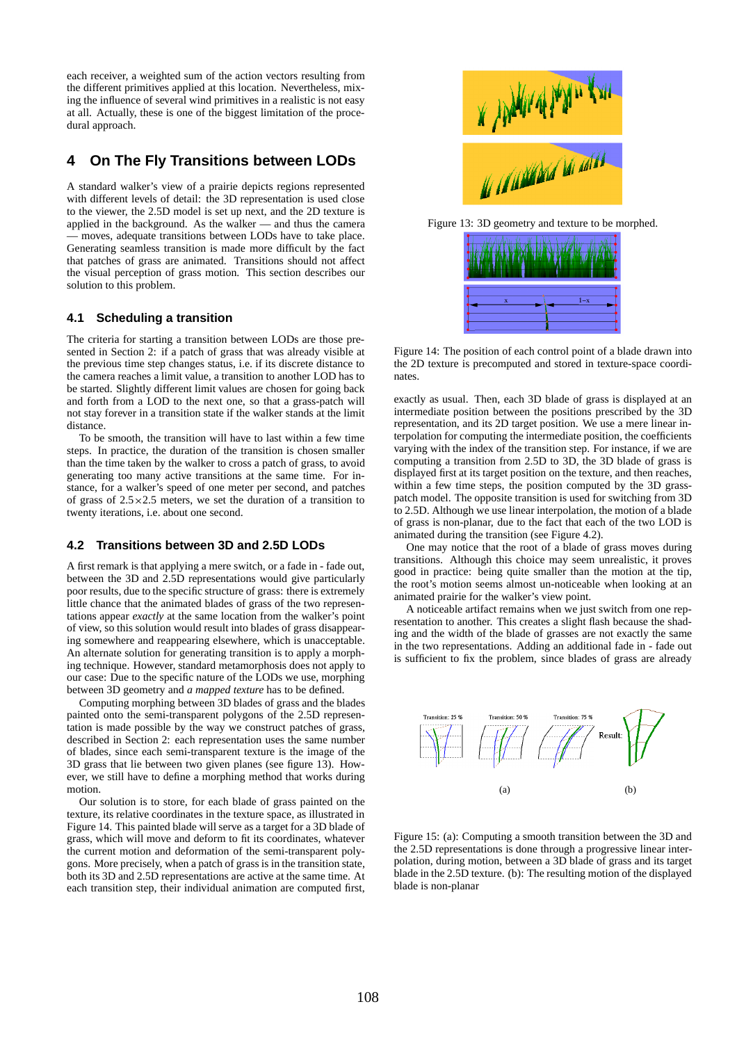each receiver, a weighted sum of the action vectors resulting from the different primitives applied at this location. Nevertheless, mixing the influence of several wind primitives in a realistic is not easy at all. Actually, these is one of the biggest limitation of the procedural approach.

## 4 On The Fly Transitions between LODs

A standard walker's view of a prairie depicts regions represented with different levels of detail: the 3D representation is used close to the viewer, the 2.5D model is set up next, and the 2D texture is applied in the background. As the walker — and thus the camera — moves, adequate transitions between LODs have to take place. Generating seamless transition is made more difficult by the fact that patches of grass are animated. Transitions should not affect the visual perception of grass motion. This section describes our solution to this problem.

### 4.1 Scheduling a transition

The criteria for starting a transition between LODs are those presented in Section 2: if a patch of grass that was already visible at the previous time step changes status, i.e. if its discrete distance to the camera reaches a limit value, a transition to another LOD has to be started. Slightly different limit values are chosen for going back and forth from a LOD to the next one, so that a grass-patch will not stay forever in a transition state if the walker stands at the limit distance.

To be smooth, the transition will have to last within a few time steps. In practice, the duration of the transition is chosen smaller than the time taken by the walker to cross a patch of grass, to avoid generating too many active transitions at the same time. For instance, for a walker's speed of one meter per second, and patches of grass of $2.5 \times 2.5$ meters, we set the duration of a transition to twenty iterations, i.e. about one second.

### 4.2 Transitions between 3D and 2.5D LODs

A first remark is that applying a mere switch, or a fade in - fade out, between the 3D and 2.5D representations would give particularly poor results, due to the specific structure of grass: there is extremely little chance that the animated blades of grass of the two representations appear *exactly* at the same location from the walker's point of view, so this solution would result into blades of grass disappearing somewhere and reappearing elsewhere, which is unacceptable. An alternate solution for generating transition is to apply a morphing technique. However, standard metamorphosis does not apply to our case: Due to the specific nature of the LODs we use, morphing between 3D geometry and *a mapped texture* has to be defined.

Computing morphing between 3D blades of grass and the blades painted onto the semi-transparent polygons of the 2.5D representation is made possible by the way we construct patches of grass, described in Section 2: each representation uses the same number of blades, since each semi-transparent texture is the image of the 3D grass that lie between two given planes (see figure 13). However, we still have to define a morphing method that works during motion.

Our solution is to store, for each blade of grass painted on the texture, its relative coordinates in the texture space, as illustrated in Figure 14. This painted blade will serve as a target for a 3D blade of grass, which will move and deform to fit its coordinates, whatever the current motion and deformation of the semi-transparent polygons. More precisely, when a patch of grass is in the transition state, both its 3D and 2.5D representations are active at the same time. At each transition step, their individual animation are computed first,

Figure 13: 3D geometry and texture to be morphed.

Figure 14: The position of each control point of a blade drawn into the 2D texture is precomputed and stored in texture-space coordinates.

exactly as usual. Then, each 3D blade of grass is displayed at an intermediate position between the positions prescribed by the 3D representation, and its 2D target position. We use a mere linear interpolation for computing the intermediate position, the coefficients varying with the index of the transition step. For instance, if we are computing a transition from 2.5D to 3D, the 3D blade of grass is displayed first at its target position on the texture, and then reaches, within a few time steps, the position computed by the 3D grass-patch model. The opposite transition is used for switching from 3D to 2.5D. Although we use linear interpolation, the motion of a blade of grass is non-planar, due to the fact that each of the two LOD is animated during the transition (see Figure 4.2).

One may notice that the root of a blade of grass moves during transitions. Although this choice may seem unrealistic, it proves good in practice: being quite smaller than the motion at the tip, the root's motion seems almost un-noticeable when looking at an animated prairie for the walker's view point.

A noticeable artifact remains when we just switch from one representation to another. This creates a slight flash because the shading and the width of the blade of grasses are not exactly the same in the two representations. Adding an additional fade in - fade out is sufficient to fix the problem, since blades of grass are already

Figure 15: (a): Computing a smooth transition between the 3D and the 2.5D representations is done through a progressive linear interpolation, during motion, between a 3D blade of grass and its target blade in the 2.5D texture. (b): The resulting motion of the displayed blade is non-planar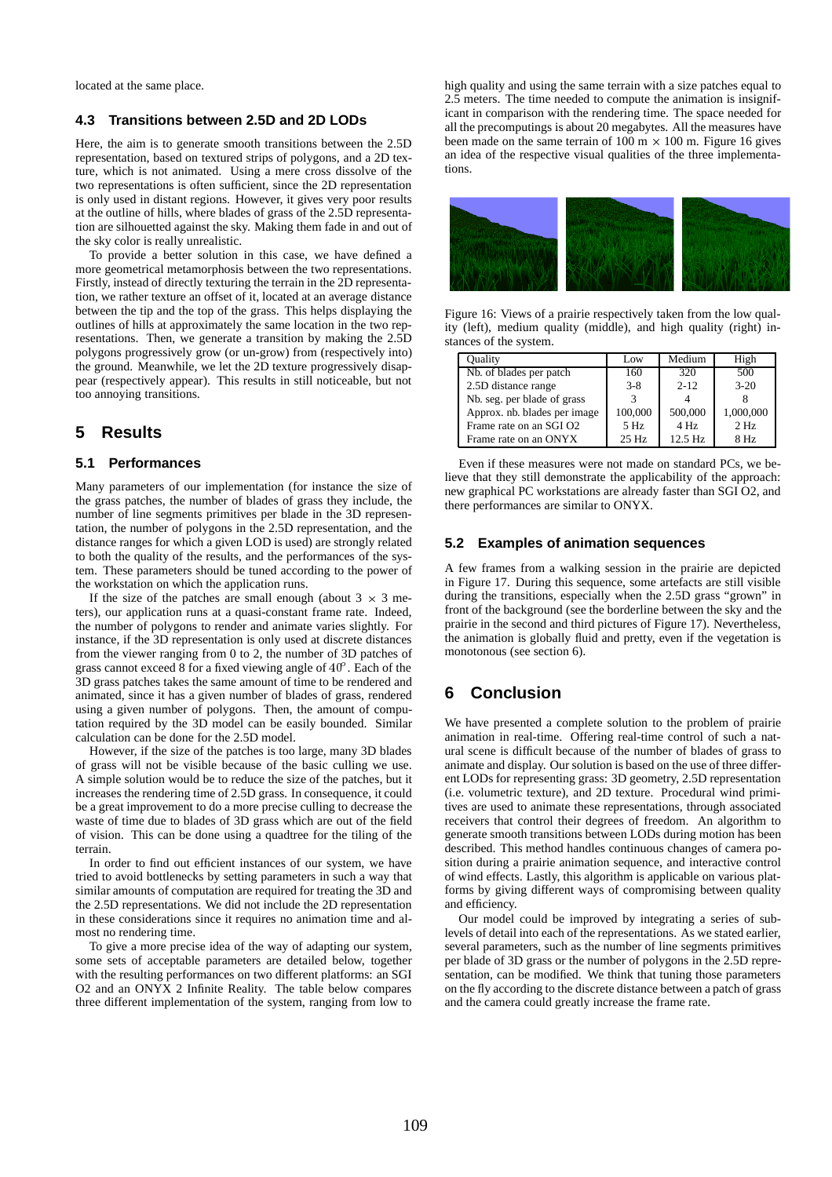located at the same place.

### 4.3 Transitions between 2.5D and 2D LODs

Here, the aim is to generate smooth transitions between the 2.5D representation, based on textured strips of polygons, and a 2D texture, which is not animated. Using a mere cross dissolve of the two representations is often sufficient, since the 2D representation is only used in distant regions. However, it gives very poor results at the outline of hills, where blades of grass of the 2.5D representation are silhouetted against the sky. Making them fade in and out of the sky color is really unrealistic.

To provide a better solution in this case, we have defined a more geometrical metamorphosis between the two representations. Firstly, instead of directly texturing the terrain in the 2D representation, we rather texture an offset of it, located at an average distance between the tip and the top of the grass. This helps displaying the outlines of hills at approximately the same location in the two representations. Then, we generate a transition by making the 2.5D polygons progressively grow (or un-grow) from (respectively into) the ground. Meanwhile, we let the 2D texture progressively disappear (respectively appear). This results in still noticeable, but not too annoying transitions.

## 5 Results

### 5.1 Performances

Many parameters of our implementation (for instance the size of the grass patches, the number of blades of grass they include, the number of line segments primitives per blade in the 3D representation, the number of polygons in the 2.5D representation, and the distance ranges for which a given LOD is used) are strongly related to both the quality of the results, and the performances of the system. These parameters should be tuned according to the power of the workstation on which the application runs.

If the size of the patches are small enough (about $3 \times 3$ meters), our application runs at a quasi-constant frame rate. Indeed, the number of polygons to render and animate varies slightly. For instance, if the 3D representation is only used at discrete distances from the viewer ranging from 0 to 2, the number of 3D patches of grass cannot exceed 8 for a fixed viewing angle of $40°$. Each of the 3D grass patches takes the same amount of time to be rendered and animated, since it has a given number of blades of grass, rendered using a given number of polygons. Then, the amount of computation required by the 3D model can be easily bounded. Similar calculation can be done for the 2.5D model.

However, if the size of the patches is too large, many 3D blades of grass will not be visible because of the basic culling we use. A simple solution would be to reduce the size of the patches, but it increases the rendering time of 2.5D grass. In consequence, it could be a great improvement to do a more precise culling to decrease the waste of time due to blades of 3D grass which are out of the field of vision. This can be done using a quadtree for the tiling of the terrain.

In order to find out efficient instances of our system, we have tried to avoid bottlenecks by setting parameters in such a way that similar amounts of computation are required for treating the 3D and the 2.5D representations. We did not include the 2D representation in these considerations since it requires no animation time and almost no rendering time.

To give a more precise idea of the way of adapting our system, some sets of acceptable parameters are detailed below, together with the resulting performances on two different platforms: an SGI O2 and an ONYX 2 Infinite Reality. The table below compares three different implementation of the system, ranging from low to high quality and using the same terrain with a size patches equal to 2.5 meters. The time needed to compute the animation is insignificant in comparison with the rendering time. The space needed for all the precomputings is about 20 megabytes. All the measures have been made on the same terrain of 100 m $\times$ 100 m. Figure 16 gives an idea of the respective visual qualities of the three implementations.

Figure 16: Views of a prairie respectively taken from the low quality (left), medium quality (middle), and high quality (right) instances of the system.

| Quality | Low | Medium | High |
|---|---|---|---|
| Nb. of blades per patch | 160 | 320 | 500 |
| 2.5D distance range | 3-8 | 2-12 | 3-20 |
| Nb. seg. per blade of grass | 3 | 4 | 8 |
| Approx. nb. blades per image | 100,000 | 500,000 | 1,000,000 |
| Frame rate on an SGI O2 | 5 Hz | 4 Hz | 2 Hz |
| Frame rate on an ONYX | 25 Hz | 12.5 Hz | 8 Hz |

Even if these measures were not made on standard PCs, we believe that they still demonstrate the applicability of the approach: new graphical PC workstations are already faster than SGI O2, and there performances are similar to ONYX.

### 5.2 Examples of animation sequences

A few frames from a walking session in the prairie are depicted in Figure 17. During this sequence, some artefacts are still visible during the transitions, especially when the 2.5D grass "grown" in front of the background (see the borderline between the sky and the prairie in the second and third pictures of Figure 17). Nevertheless, the animation is globally fluid and pretty, even if the vegetation is monotonous (see section 6).

## 6 Conclusion

We have presented a complete solution to the problem of prairie animation in real-time. Offering real-time control of such a natural scene is difficult because of the number of blades of grass to animate and display. Our solution is based on the use of three different LODs for representing grass: 3D geometry, 2.5D representation (i.e. volumetric texture), and 2D texture. Procedural wind primitives are used to animate these representations, through associated receivers that control their degrees of freedom. An algorithm to generate smooth transitions between LODs during motion has been described. This method handles continuous changes of camera position during a prairie animation sequence, and interactive control of wind effects. Lastly, this algorithm is applicable on various platforms by giving different ways of compromising between quality and efficiency.

Our model could be improved by integrating a series of sublevels of detail into each of the representations. As we stated earlier, several parameters, such as the number of line segments primitives per blade of 3D grass or the number of polygons in the 2.5D representation, can be modified. We think that tuning those parameters on the fly according to the discrete distance between a patch of grass and the camera could greatly increase the frame rate.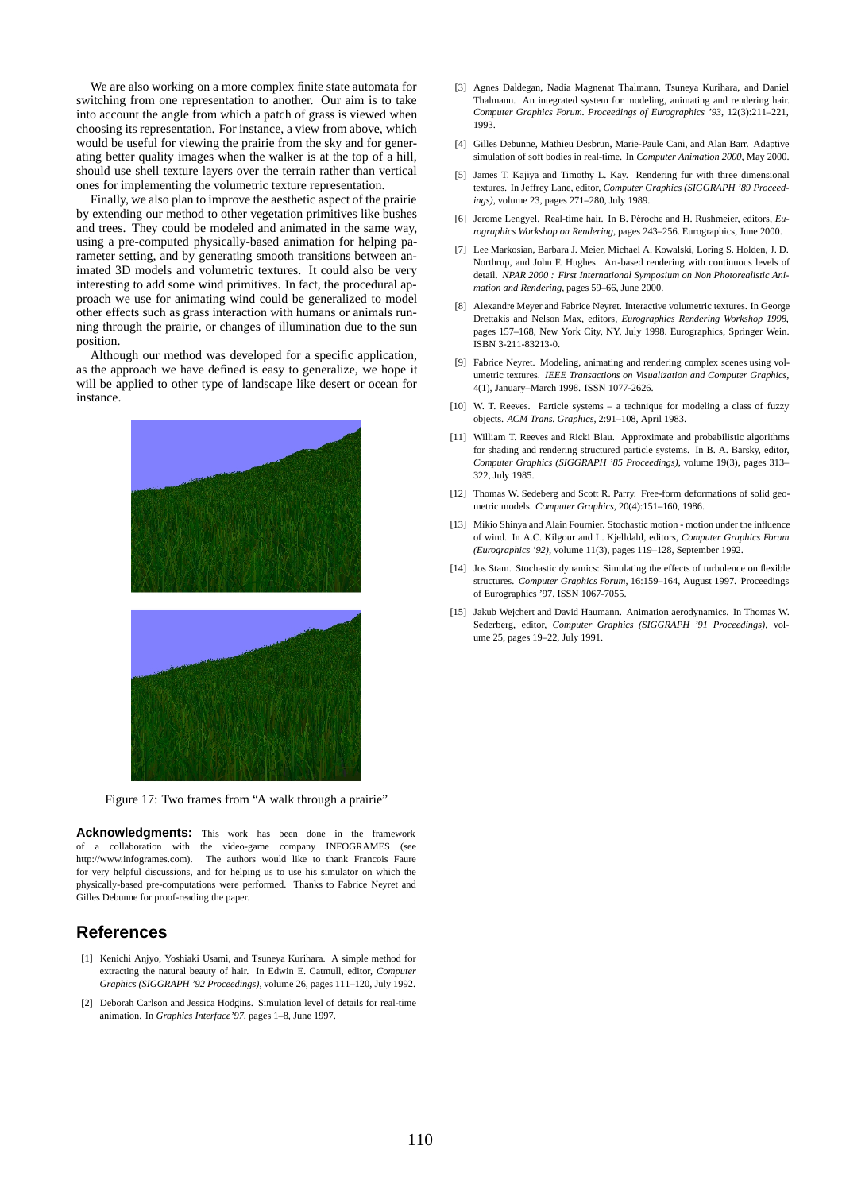We are also working on a more complex finite state automata for switching from one representation to another. Our aim is to take into account the angle from which a patch of grass is viewed when choosing its representation. For instance, a view from above, which would be useful for viewing the prairie from the sky and for generating better quality images when the walker is at the top of a hill, should use shell texture layers over the terrain rather than vertical ones for implementing the volumetric texture representation.

Finally, we also plan to improve the aesthetic aspect of the prairie by extending our method to other vegetation primitives like bushes and trees. They could be modeled and animated in the same way, using a pre-computed physically-based animation for helping parameter setting, and by generating smooth transitions between animated 3D models and volumetric textures. It could also be very interesting to add some wind primitives. In fact, the procedural approach we use for animating wind could be generalized to model other effects such as grass interaction with humans or animals running through the prairie, or changes of illumination due to the sun position.

Although our method was developed for a specific application, as the approach we have defined is easy to generalize, we hope it will be applied to other type of landscape like desert or ocean for instance.

Figure 17: Two frames from "A walk through a prairie"

**Acknowledgments:** This work has been done in the framework of a collaboration with the video-game company INFOGRAMES (see http://www.infogrames.com). The authors would like to thank Francois Faure for very helpful discussions, and for helping us to use his simulator on which the physically-based pre-computations were performed. Thanks to Fabrice Neyret and Gilles Debunne for proof-reading the paper.

## References

[1] Kenichi Anjyo, Yoshiaki Usami, and Tsuneya Kurihara. A simple method for extracting the natural beauty of hair. In Edwin E. Catmull, editor, *Computer Graphics (SIGGRAPH '92 Proceedings)*, volume 26, pages 111–120, July 1992.

[2] Deborah Carlson and Jessica Hodgins. Simulation level of details for real-time animation. In *Graphics Interface'97*, pages 1–8, June 1997.

[3] Agnes Daldegan, Nadia Magnenat Thalmann, Tsuneya Kurihara, and Daniel Thalmann. An integrated system for modeling, animating and rendering hair. *Computer Graphics Forum. Proceedings of Eurographics '93*, 12(3):211–221, 1993.

[4] Gilles Debunne, Mathieu Desbrun, Marie-Paule Cani, and Alan Barr. Adaptive simulation of soft bodies in real-time. In *Computer Animation 2000*, May 2000.

[5] James T. Kajiya and Timothy L. Kay. Rendering fur with three dimensional textures. In Jeffrey Lane, editor, *Computer Graphics (SIGGRAPH '89 Proceedings)*, volume 23, pages 271–280, July 1989.

[6] Jerome Lengyel. Real-time hair. In B. Péroche and H. Rushmeier, editors, *Eurographics Workshop on Rendering*, pages 243–256. Eurographics, June 2000.

[7] Lee Markosian, Barbara J. Meier, Michael A. Kowalski, Loring S. Holden, J. D. Northrup, and John F. Hughes. Art-based rendering with continuous levels of detail. *NPAR 2000 : First International Symposium on Non Photorealistic Animation and Rendering*, pages 59–66, June 2000.

[8] Alexandre Meyer and Fabrice Neyret. Interactive volumetric textures. In George Drettakis and Nelson Max, editors, *Eurographics Rendering Workshop 1998*, pages 157–168, New York City, NY, July 1998. Eurographics, Springer Wein. ISBN 3-211-83213-0.

[9] Fabrice Neyret. Modeling, animating and rendering complex scenes using volumetric textures. *IEEE Transactions on Visualization and Computer Graphics*, 4(1), January–March 1998. ISSN 1077-2626.

[10] W. T. Reeves. Particle systems – a technique for modeling a class of fuzzy objects. *ACM Trans. Graphics*, 2:91–108, April 1983.

[11] William T. Reeves and Ricki Blau. Approximate and probabilistic algorithms for shading and rendering structured particle systems. In B. A. Barsky, editor, *Computer Graphics (SIGGRAPH '85 Proceedings)*, volume 19(3), pages 313–322, July 1985.

[12] Thomas W. Sedeberg and Scott R. Parry. Free-form deformations of solid geometric models. *Computer Graphics*, 20(4):151–160, 1986.

[13] Mikio Shinya and Alain Fournier. Stochastic motion - motion under the influence of wind. In A.C. Kilgour and L. Kjelldahl, editors, *Computer Graphics Forum (Eurographics '92)*, volume 11(3), pages 119–128, September 1992.

[14] Jos Stam. Stochastic dynamics: Simulating the effects of turbulence on flexible structures. *Computer Graphics Forum*, 16:159–164, August 1997. Proceedings of Eurographics '97. ISSN 1067-7055.

[15] Jakub Wejchert and David Haumann. Animation aerodynamics. In Thomas W. Sederberg, editor, *Computer Graphics (SIGGRAPH '91 Proceedings)*, volume 25, pages 19–22, July 1991.